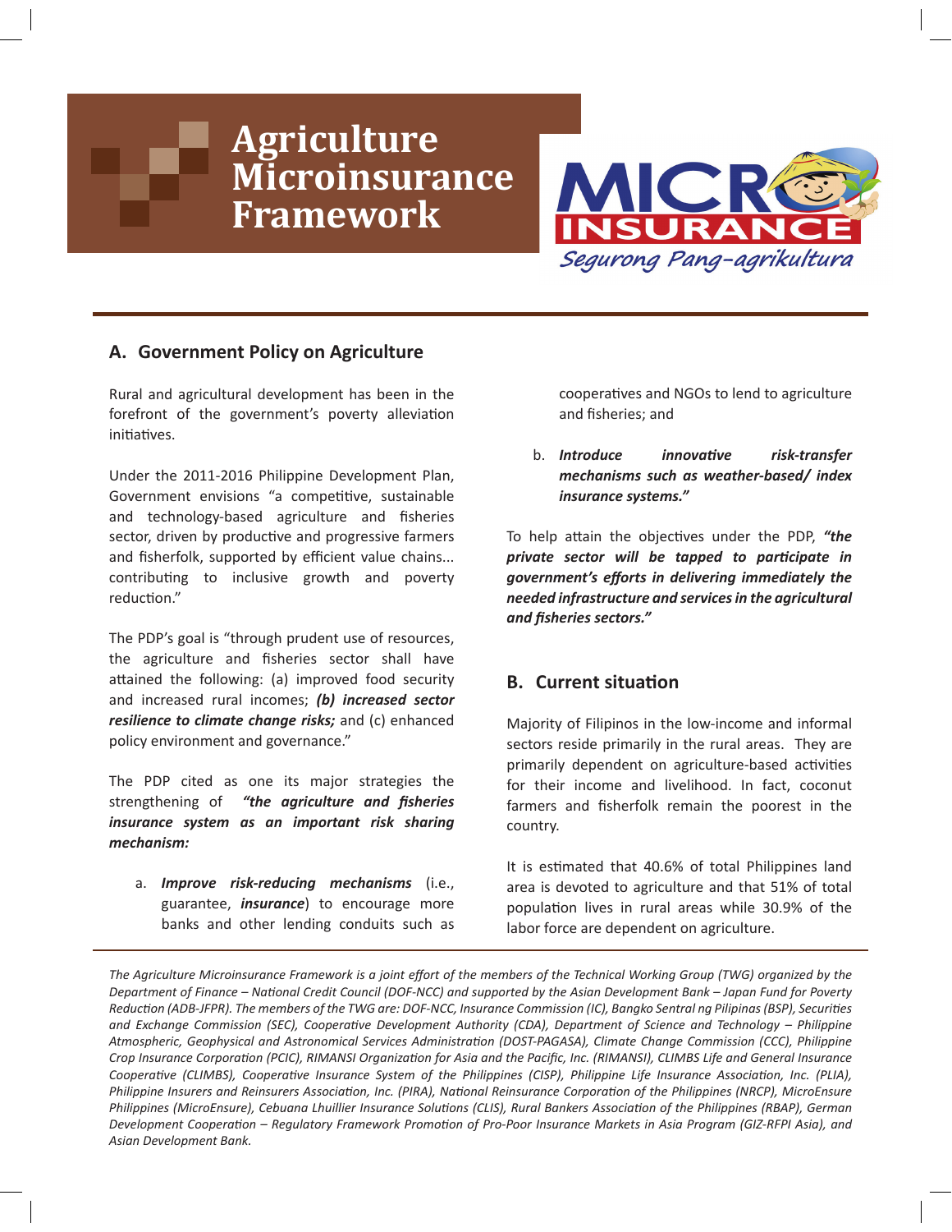# Agriculture Microinsurance Framework

MICRO INSURANCE
*Segurong Pang-agrikultura*

## A. Government Policy on Agriculture

Rural and agricultural development has been in the forefront of the government's poverty alleviation initiatives.

Under the 2011-2016 Philippine Development Plan, Government envisions "a competitive, sustainable and technology-based agriculture and fisheries sector, driven by productive and progressive farmers and fisherfolk, supported by efficient value chains... contributing to inclusive growth and poverty reduction."

The PDP's goal is "through prudent use of resources, the agriculture and fisheries sector shall have attained the following: (a) improved food security and increased rural incomes; ***(b) increased sector resilience to climate change risks;*** and (c) enhanced policy environment and governance."

The PDP cited as one its major strategies the strengthening of ***"the agriculture and fisheries insurance system as an important risk sharing mechanism:***

a. ***Improve risk-reducing mechanisms*** (i.e., guarantee, ***insurance***) to encourage more banks and other lending conduits such as cooperatives and NGOs to lend to agriculture and fisheries; and

b. ***Introduce innovative risk-transfer mechanisms such as weather-based/ index insurance systems."***

To help attain the objectives under the PDP, ***"the private sector will be tapped to participate in government's efforts in delivering immediately the needed infrastructure and services in the agricultural and fisheries sectors."***

## B. Current situation

Majority of Filipinos in the low-income and informal sectors reside primarily in the rural areas. They are primarily dependent on agriculture-based activities for their income and livelihood. In fact, coconut farmers and fisherfolk remain the poorest in the country.

It is estimated that 40.6% of total Philippines land area is devoted to agriculture and that 51% of total population lives in rural areas while 30.9% of the labor force are dependent on agriculture.

*The Agriculture Microinsurance Framework is a joint effort of the members of the Technical Working Group (TWG) organized by the Department of Finance – National Credit Council (DOF-NCC) and supported by the Asian Development Bank – Japan Fund for Poverty Reduction (ADB-JFPR). The members of the TWG are: DOF-NCC, Insurance Commission (IC), Bangko Sentral ng Pilipinas (BSP), Securities and Exchange Commission (SEC), Cooperative Development Authority (CDA), Department of Science and Technology – Philippine Atmospheric, Geophysical and Astronomical Services Administration (DOST-PAGASA), Climate Change Commission (CCC), Philippine Crop Insurance Corporation (PCIC), RIMANSI Organization for Asia and the Pacific, Inc. (RIMANSI), CLIMBS Life and General Insurance Cooperative (CLIMBS), Cooperative Insurance System of the Philippines (CISP), Philippine Life Insurance Association, Inc. (PLIA), Philippine Insurers and Reinsurers Association, Inc. (PIRA), National Reinsurance Corporation of the Philippines (NRCP), MicroEnsure Philippines (MicroEnsure), Cebuana Lhuillier Insurance Solutions (CLIS), Rural Bankers Association of the Philippines (RBAP), German Development Cooperation – Regulatory Framework Promotion of Pro-Poor Insurance Markets in Asia Program (GIZ-RFPI Asia), and Asian Development Bank.*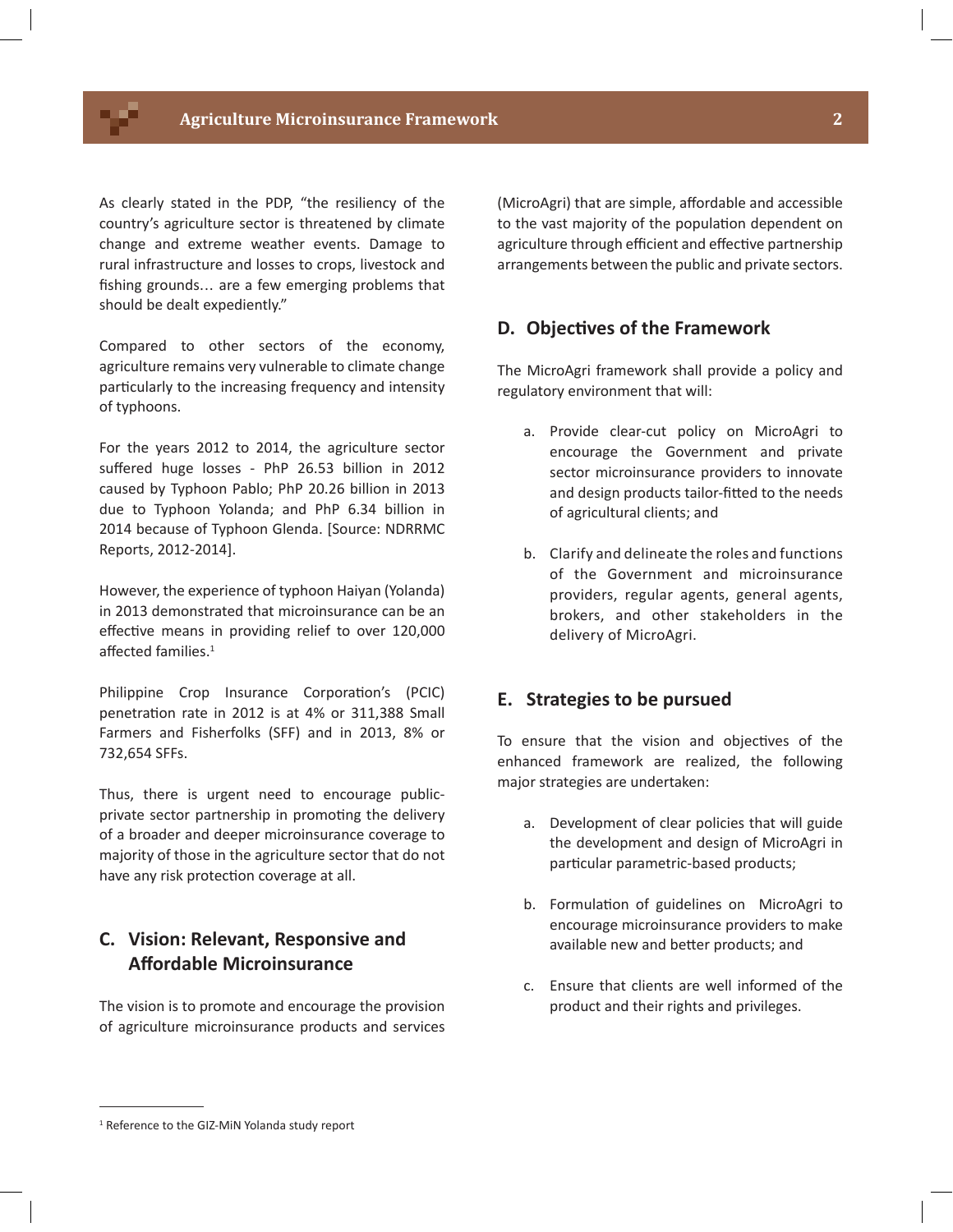As clearly stated in the PDP, "the resiliency of the country's agriculture sector is threatened by climate change and extreme weather events. Damage to rural infrastructure and losses to crops, livestock and fishing grounds… are a few emerging problems that should be dealt expediently."

Compared to other sectors of the economy, agriculture remains very vulnerable to climate change particularly to the increasing frequency and intensity of typhoons.

For the years 2012 to 2014, the agriculture sector suffered huge losses - PhP 26.53 billion in 2012 caused by Typhoon Pablo; PhP 20.26 billion in 2013 due to Typhoon Yolanda; and PhP 6.34 billion in 2014 because of Typhoon Glenda. [Source: NDRRMC Reports, 2012-2014].

However, the experience of typhoon Haiyan (Yolanda) in 2013 demonstrated that microinsurance can be an effective means in providing relief to over 120,000 affected families.[1]

Philippine Crop Insurance Corporation's (PCIC) penetration rate in 2012 is at 4% or 311,388 Small Farmers and Fisherfolks (SFF) and in 2013, 8% or 732,654 SFFs.

Thus, there is urgent need to encourage public-private sector partnership in promoting the delivery of a broader and deeper microinsurance coverage to majority of those in the agriculture sector that do not have any risk protection coverage at all.

## C. Vision: Relevant, Responsive and Affordable Microinsurance

The vision is to promote and encourage the provision of agriculture microinsurance products and services (MicroAgri) that are simple, affordable and accessible to the vast majority of the population dependent on agriculture through efficient and effective partnership arrangements between the public and private sectors.

## D. Objectives of the Framework

The MicroAgri framework shall provide a policy and regulatory environment that will:

a. Provide clear-cut policy on MicroAgri to encourage the Government and private sector microinsurance providers to innovate and design products tailor-fitted to the needs of agricultural clients; and

b. Clarify and delineate the roles and functions of the Government and microinsurance providers, regular agents, general agents, brokers, and other stakeholders in the delivery of MicroAgri.

## E. Strategies to be pursued

To ensure that the vision and objectives of the enhanced framework are realized, the following major strategies are undertaken:

a. Development of clear policies that will guide the development and design of MicroAgri in particular parametric-based products;

b. Formulation of guidelines on MicroAgri to encourage microinsurance providers to make available new and better products; and

c. Ensure that clients are well informed of the product and their rights and privileges.

---

[1] Reference to the GIZ-MiN Yolanda study report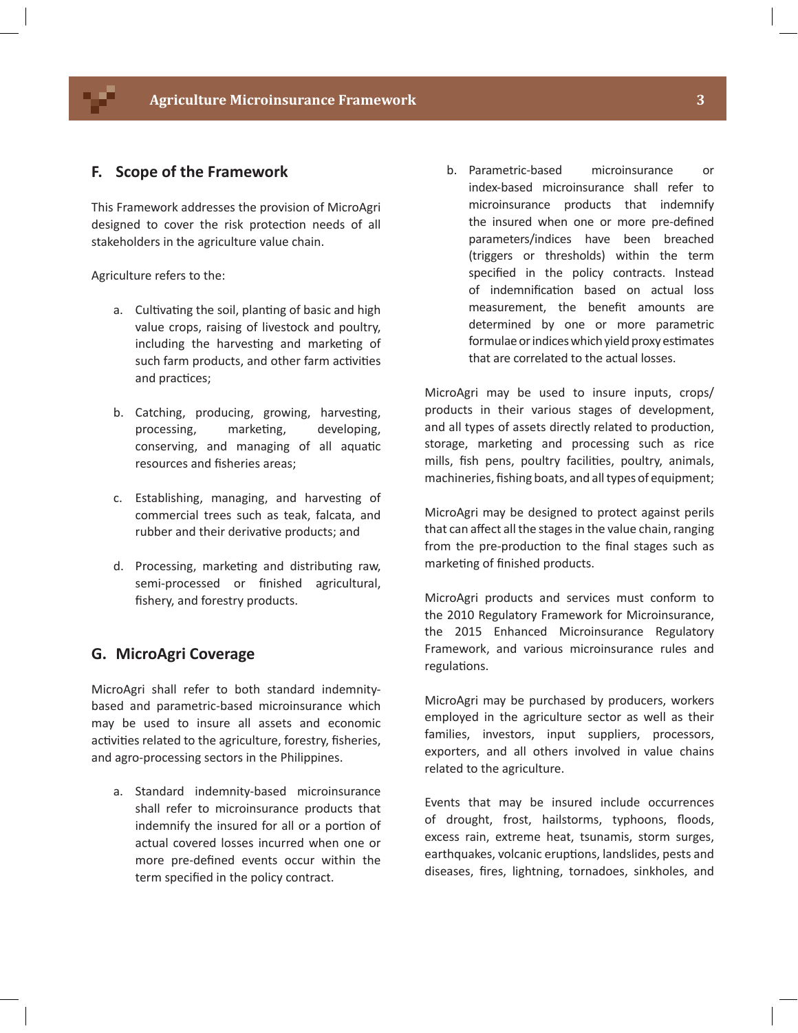## F. Scope of the Framework

This Framework addresses the provision of MicroAgri designed to cover the risk protection needs of all stakeholders in the agriculture value chain.

Agriculture refers to the:

a. Cultivating the soil, planting of basic and high value crops, raising of livestock and poultry, including the harvesting and marketing of such farm products, and other farm activities and practices;

b. Catching, producing, growing, harvesting, processing, marketing, developing, conserving, and managing of all aquatic resources and fisheries areas;

c. Establishing, managing, and harvesting of commercial trees such as teak, falcata, and rubber and their derivative products; and

d. Processing, marketing and distributing raw, semi-processed or finished agricultural, fishery, and forestry products.

## G. MicroAgri Coverage

MicroAgri shall refer to both standard indemnity-based and parametric-based microinsurance which may be used to insure all assets and economic activities related to the agriculture, forestry, fisheries, and agro-processing sectors in the Philippines.

a. Standard indemnity-based microinsurance shall refer to microinsurance products that indemnify the insured for all or a portion of actual covered losses incurred when one or more pre-defined events occur within the term specified in the policy contract.

b. Parametric-based microinsurance or index-based microinsurance shall refer to microinsurance products that indemnify the insured when one or more pre-defined parameters/indices have been breached (triggers or thresholds) within the term specified in the policy contracts. Instead of indemnification based on actual loss measurement, the benefit amounts are determined by one or more parametric formulae or indices which yield proxy estimates that are correlated to the actual losses.

MicroAgri may be used to insure inputs, crops/ products in their various stages of development, and all types of assets directly related to production, storage, marketing and processing such as rice mills, fish pens, poultry facilities, poultry, animals, machineries, fishing boats, and all types of equipment;

MicroAgri may be designed to protect against perils that can affect all the stages in the value chain, ranging from the pre-production to the final stages such as marketing of finished products.

MicroAgri products and services must conform to the 2010 Regulatory Framework for Microinsurance, the 2015 Enhanced Microinsurance Regulatory Framework, and various microinsurance rules and regulations.

MicroAgri may be purchased by producers, workers employed in the agriculture sector as well as their families, investors, input suppliers, processors, exporters, and all others involved in value chains related to the agriculture.

Events that may be insured include occurrences of drought, frost, hailstorms, typhoons, floods, excess rain, extreme heat, tsunamis, storm surges, earthquakes, volcanic eruptions, landslides, pests and diseases, fires, lightning, tornadoes, sinkholes, and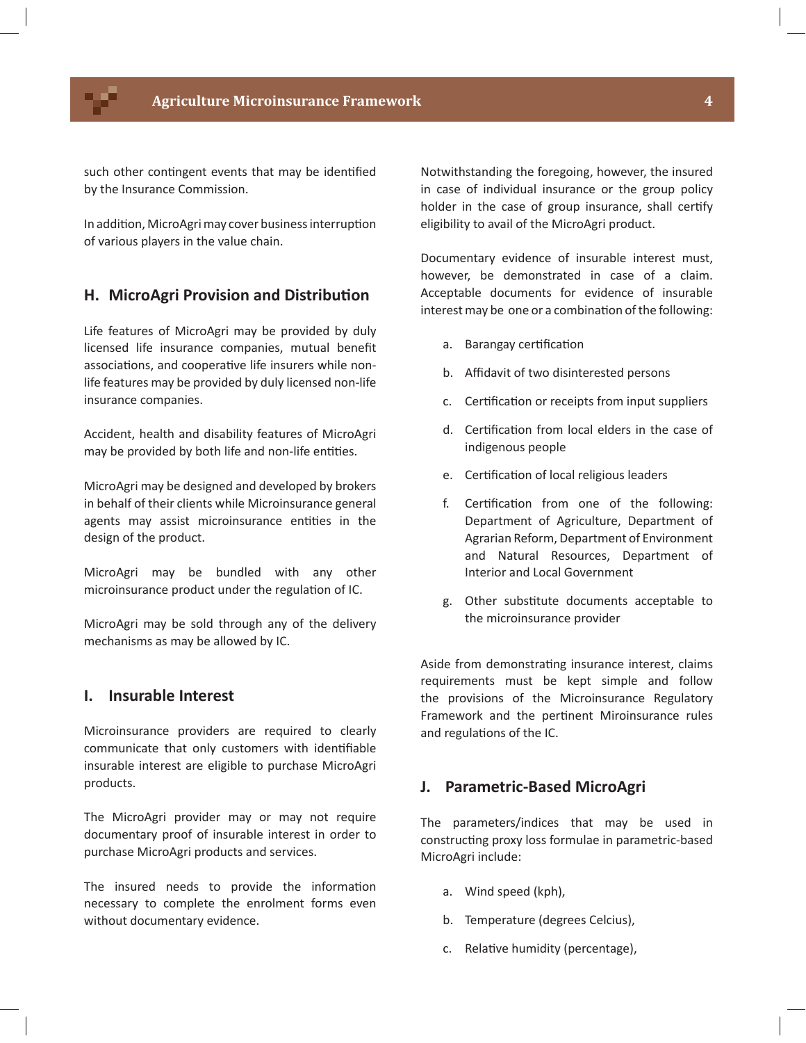such other contingent events that may be identified by the Insurance Commission.

In addition, MicroAgri may cover business interruption of various players in the value chain.

## H. MicroAgri Provision and Distribution

Life features of MicroAgri may be provided by duly licensed life insurance companies, mutual benefit associations, and cooperative life insurers while non-life features may be provided by duly licensed non-life insurance companies.

Accident, health and disability features of MicroAgri may be provided by both life and non-life entities.

MicroAgri may be designed and developed by brokers in behalf of their clients while Microinsurance general agents may assist microinsurance entities in the design of the product.

MicroAgri may be bundled with any other microinsurance product under the regulation of IC.

MicroAgri may be sold through any of the delivery mechanisms as may be allowed by IC.

## I. Insurable Interest

Microinsurance providers are required to clearly communicate that only customers with identifiable insurable interest are eligible to purchase MicroAgri products.

The MicroAgri provider may or may not require documentary proof of insurable interest in order to purchase MicroAgri products and services.

The insured needs to provide the information necessary to complete the enrolment forms even without documentary evidence.

Notwithstanding the foregoing, however, the insured in case of individual insurance or the group policy holder in the case of group insurance, shall certify eligibility to avail of the MicroAgri product.

Documentary evidence of insurable interest must, however, be demonstrated in case of a claim. Acceptable documents for evidence of insurable interest may be one or a combination of the following:

a. Barangay certification
b. Affidavit of two disinterested persons
c. Certification or receipts from input suppliers
d. Certification from local elders in the case of indigenous people
e. Certification of local religious leaders
f. Certification from one of the following: Department of Agriculture, Department of Agrarian Reform, Department of Environment and Natural Resources, Department of Interior and Local Government
g. Other substitute documents acceptable to the microinsurance provider

Aside from demonstrating insurance interest, claims requirements must be kept simple and follow the provisions of the Microinsurance Regulatory Framework and the pertinent Miroinsurance rules and regulations of the IC.

## J. Parametric-Based MicroAgri

The parameters/indices that may be used in constructing proxy loss formulae in parametric-based MicroAgri include:

a. Wind speed (kph),
b. Temperature (degrees Celcius),
c. Relative humidity (percentage),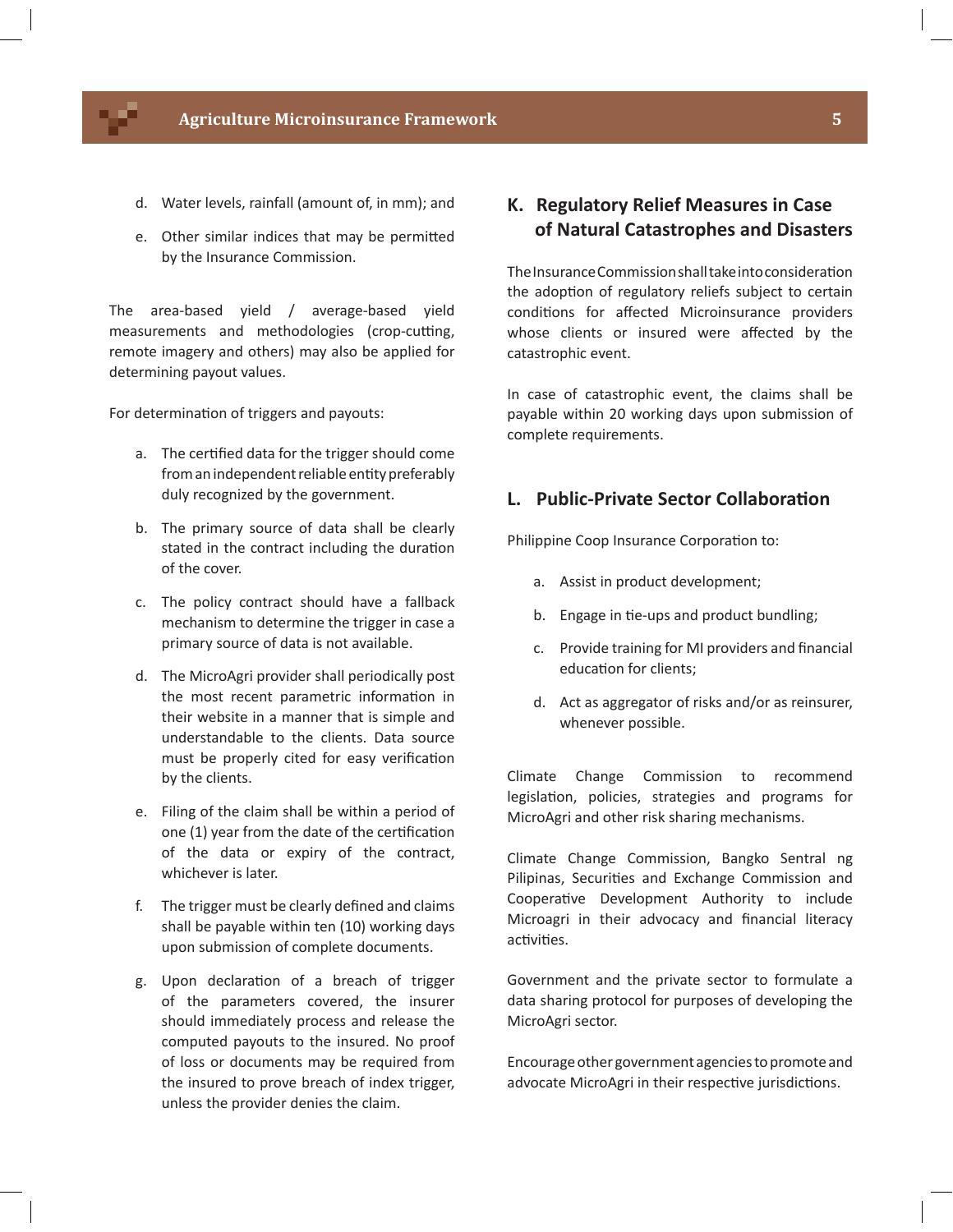d. Water levels, rainfall (amount of, in mm); and

e. Other similar indices that may be permitted by the Insurance Commission.

The area-based yield / average-based yield measurements and methodologies (crop-cutting, remote imagery and others) may also be applied for determining payout values.

For determination of triggers and payouts:

a. The certified data for the trigger should come from an independent reliable entity preferably duly recognized by the government.

b. The primary source of data shall be clearly stated in the contract including the duration of the cover.

c. The policy contract should have a fallback mechanism to determine the trigger in case a primary source of data is not available.

d. The MicroAgri provider shall periodically post the most recent parametric information in their website in a manner that is simple and understandable to the clients. Data source must be properly cited for easy verification by the clients.

e. Filing of the claim shall be within a period of one (1) year from the date of the certification of the data or expiry of the contract, whichever is later.

f. The trigger must be clearly defined and claims shall be payable within ten (10) working days upon submission of complete documents.

g. Upon declaration of a breach of trigger of the parameters covered, the insurer should immediately process and release the computed payouts to the insured. No proof of loss or documents may be required from the insured to prove breach of index trigger, unless the provider denies the claim.

## K. Regulatory Relief Measures in Case of Natural Catastrophes and Disasters

The Insurance Commission shall take into consideration the adoption of regulatory reliefs subject to certain conditions for affected Microinsurance providers whose clients or insured were affected by the catastrophic event.

In case of catastrophic event, the claims shall be payable within 20 working days upon submission of complete requirements.

## L. Public-Private Sector Collaboration

Philippine Coop Insurance Corporation to:

a. Assist in product development;

b. Engage in tie-ups and product bundling;

c. Provide training for MI providers and financial education for clients;

d. Act as aggregator of risks and/or as reinsurer, whenever possible.

Climate Change Commission to recommend legislation, policies, strategies and programs for MicroAgri and other risk sharing mechanisms.

Climate Change Commission, Bangko Sentral ng Pilipinas, Securities and Exchange Commission and Cooperative Development Authority to include Microagri in their advocacy and financial literacy activities.

Government and the private sector to formulate a data sharing protocol for purposes of developing the MicroAgri sector.

Encourage other government agencies to promote and advocate MicroAgri in their respective jurisdictions.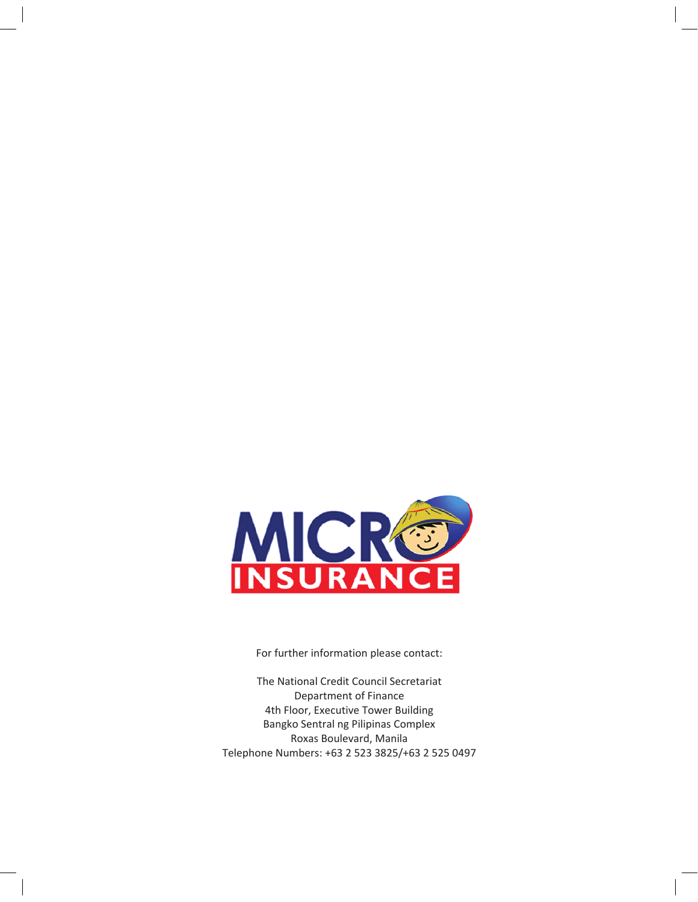MICRO INSURANCE

For further information please contact:

The National Credit Council Secretariat
Department of Finance
4th Floor, Executive Tower Building
Bangko Sentral ng Pilipinas Complex
Roxas Boulevard, Manila
Telephone Numbers: +63 2 523 3825/+63 2 525 0497